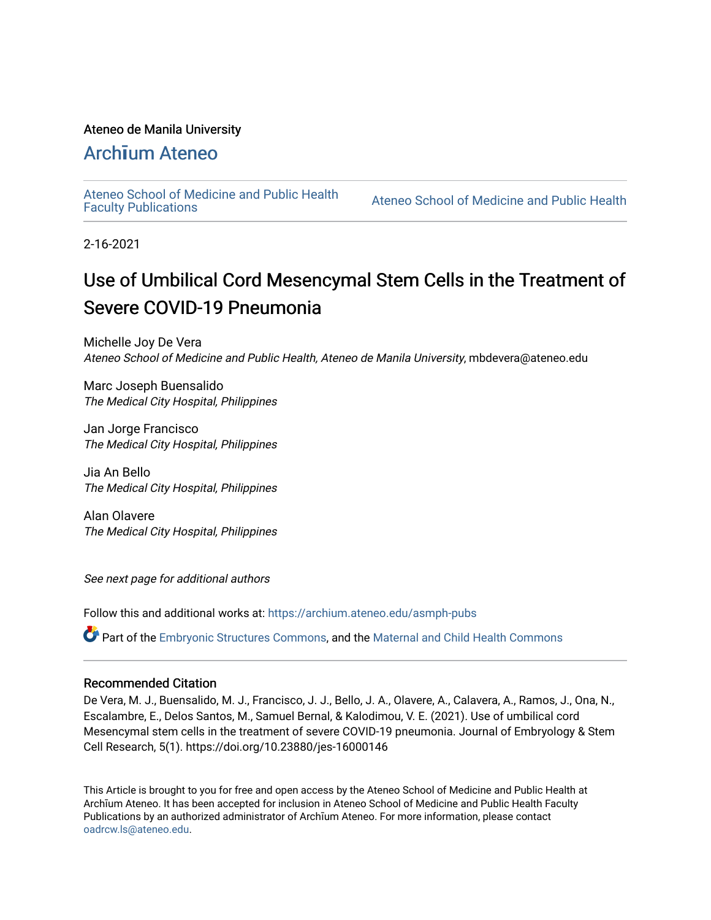Ateneo de Manila University

# Archīum Ateneo

Ateneo School of Medicine and Public Health Faculty Publications

Ateneo School of Medicine and Public Health

2-16-2021

# Use of Umbilical Cord Mesencymal Stem Cells in the Treatment of Severe COVID-19 Pneumonia

Michelle Joy De Vera
*Ateneo School of Medicine and Public Health, Ateneo de Manila University*, mbdevera@ateneo.edu

Marc Joseph Buensalido
*The Medical City Hospital, Philippines*

Jan Jorge Francisco
*The Medical City Hospital, Philippines*

Jia An Bello
*The Medical City Hospital, Philippines*

Alan Olavere
*The Medical City Hospital, Philippines*

*See next page for additional authors*

Follow this and additional works at: https://archium.ateneo.edu/asmph-pubs

Part of the Embryonic Structures Commons, and the Maternal and Child Health Commons

## Recommended Citation

De Vera, M. J., Buensalido, M. J., Francisco, J. J., Bello, J. A., Olavere, A., Calavera, A., Ramos, J., Ona, N., Escalambre, E., Delos Santos, M., Samuel Bernal, & Kalodimou, V. E. (2021). Use of umbilical cord Mesencymal stem cells in the treatment of severe COVID-19 pneumonia. Journal of Embryology & Stem Cell Research, 5(1). https://doi.org/10.23880/jes-16000146

This Article is brought to you for free and open access by the Ateneo School of Medicine and Public Health at Archīum Ateneo. It has been accepted for inclusion in Ateneo School of Medicine and Public Health Faculty Publications by an authorized administrator of Archīum Ateneo. For more information, please contact oadrcw.ls@ateneo.edu.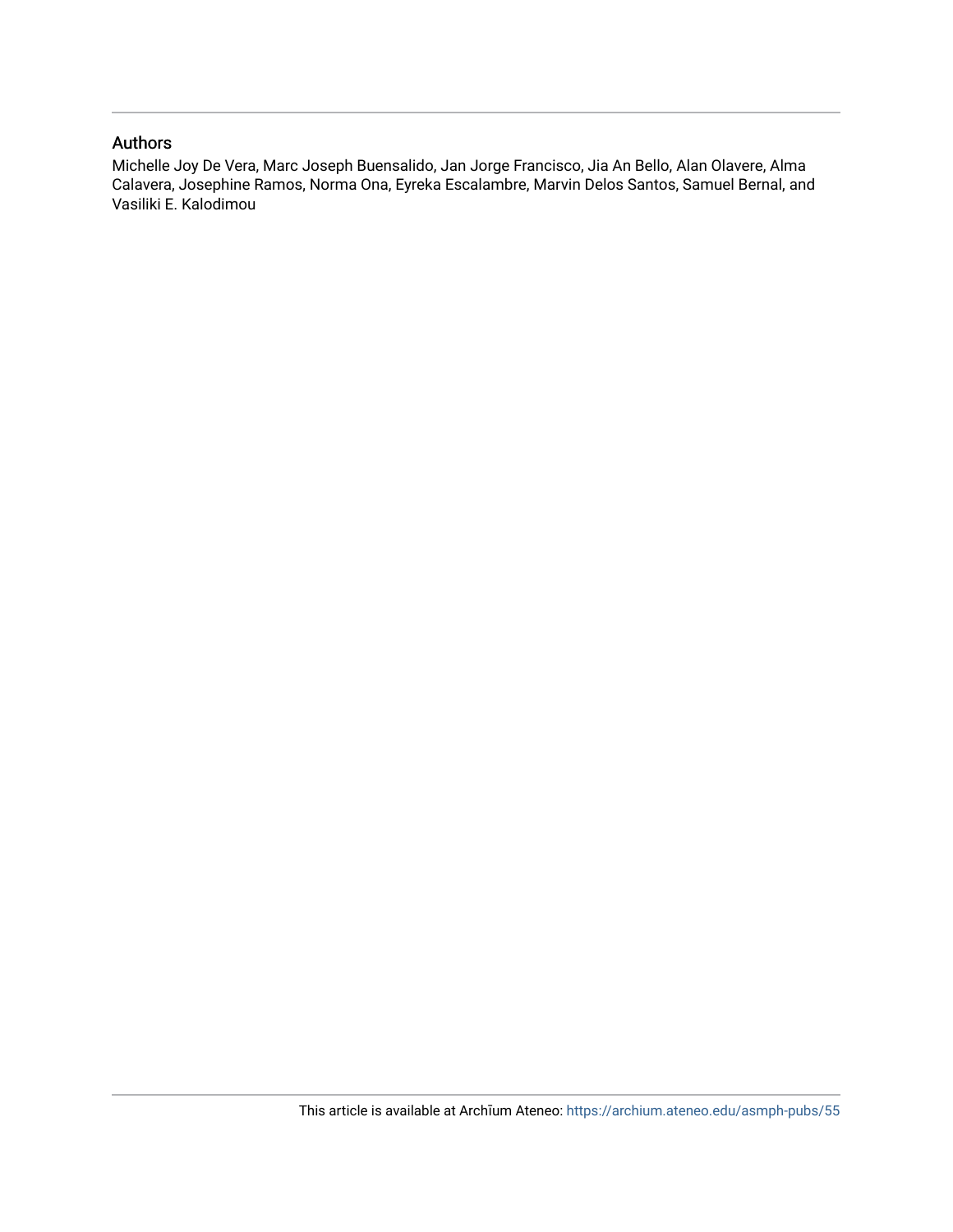## Authors

Michelle Joy De Vera, Marc Joseph Buensalido, Jan Jorge Francisco, Jia An Bello, Alan Olavere, Alma Calavera, Josephine Ramos, Norma Ona, Eyreka Escalambre, Marvin Delos Santos, Samuel Bernal, and Vasiliki E. Kalodimou

This article is available at Archīum Ateneo: https://archium.ateneo.edu/asmph-pubs/55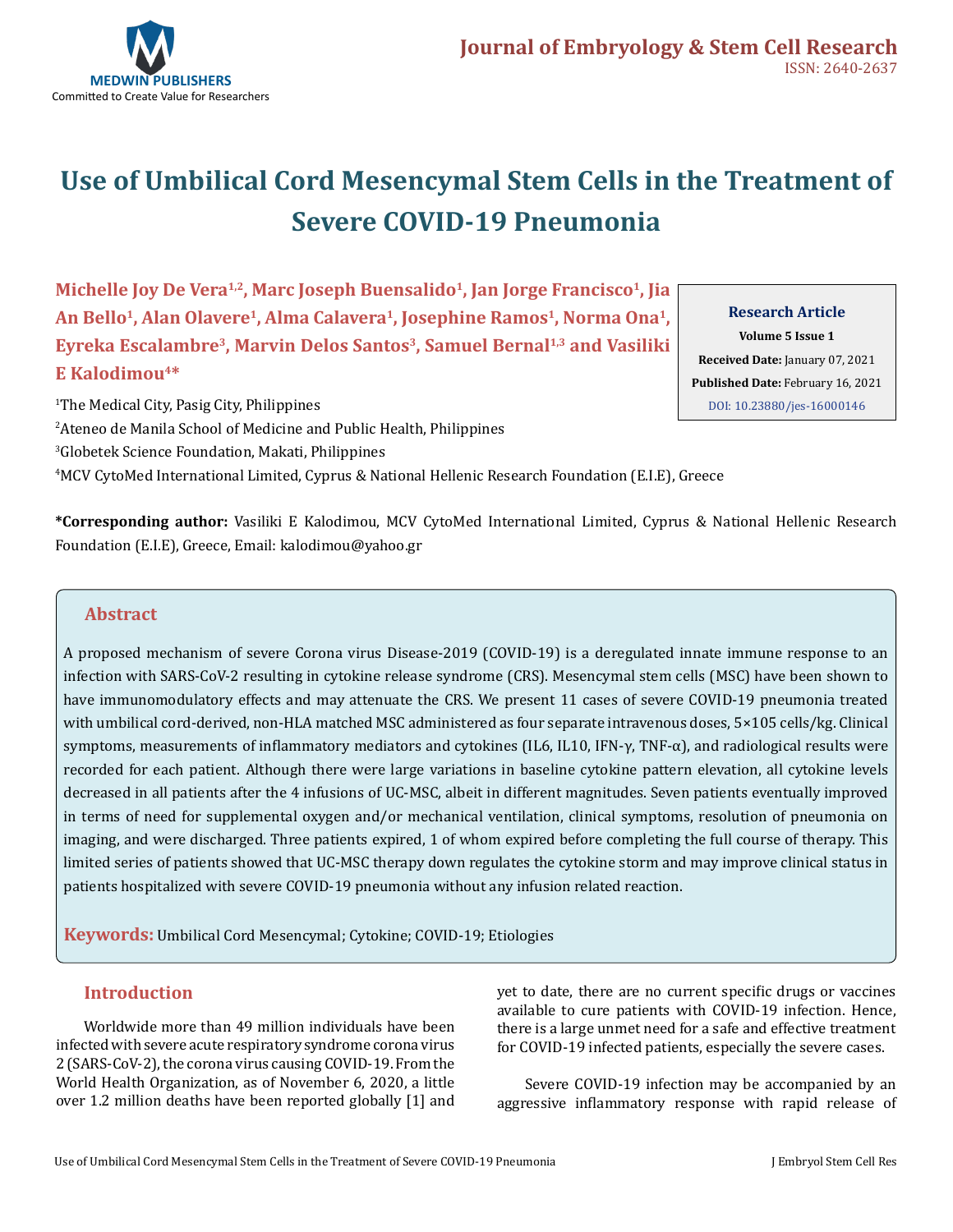# Use of Umbilical Cord Mesencymal Stem Cells in the Treatment of Severe COVID-19 Pneumonia

**Michelle Joy De Vera[1,2], Marc Joseph Buensalido[1], Jan Jorge Francisco[1], Jia An Bello[1], Alan Olavere[1], Alma Calavera[1], Josephine Ramos[1], Norma Ona[1], Eyreka Escalambre[3], Marvin Delos Santos[3], Samuel Bernal[1,3] and Vasiliki E Kalodimou[4]***

[1]The Medical City, Pasig City, Philippines

[2]Ateneo de Manila School of Medicine and Public Health, Philippines

[3]Globetek Science Foundation, Makati, Philippines

[4]MCV CytoMed International Limited, Cyprus & National Hellenic Research Foundation (E.I.E), Greece

**Research Article**

**Volume 5 Issue 1**

**Received Date:** January 07, 2021

**Published Date:** February 16, 2021

DOI: 10.23880/jes-16000146

**\*Corresponding author:** Vasiliki E Kalodimou, MCV CytoMed International Limited, Cyprus & National Hellenic Research Foundation (E.I.E), Greece, Email: kalodimou@yahoo.gr

## Abstract

A proposed mechanism of severe Corona virus Disease-2019 (COVID-19) is a deregulated innate immune response to an infection with SARS-CoV-2 resulting in cytokine release syndrome (CRS). Mesencymal stem cells (MSC) have been shown to have immunomodulatory effects and may attenuate the CRS. We present 11 cases of severe COVID-19 pneumonia treated with umbilical cord-derived, non-HLA matched MSC administered as four separate intravenous doses, $5\times10^5$ cells/kg. Clinical symptoms, measurements of inflammatory mediators and cytokines (IL6, IL10, IFN-γ, TNF-α), and radiological results were recorded for each patient. Although there were large variations in baseline cytokine pattern elevation, all cytokine levels decreased in all patients after the 4 infusions of UC-MSC, albeit in different magnitudes. Seven patients eventually improved in terms of need for supplemental oxygen and/or mechanical ventilation, clinical symptoms, resolution of pneumonia on imaging, and were discharged. Three patients expired, 1 of whom expired before completing the full course of therapy. This limited series of patients showed that UC-MSC therapy down regulates the cytokine storm and may improve clinical status in patients hospitalized with severe COVID-19 pneumonia without any infusion related reaction.

**Keywords:** Umbilical Cord Mesencymal; Cytokine; COVID-19; Etiologies

## Introduction

Worldwide more than 49 million individuals have been infected with severe acute respiratory syndrome corona virus 2 (SARS-CoV-2), the corona virus causing COVID-19. From the World Health Organization, as of November 6, 2020, a little over 1.2 million deaths have been reported globally [1] and yet to date, there are no current specific drugs or vaccines available to cure patients with COVID-19 infection. Hence, there is a large unmet need for a safe and effective treatment for COVID-19 infected patients, especially the severe cases.

Severe COVID-19 infection may be accompanied by an aggressive inflammatory response with rapid release of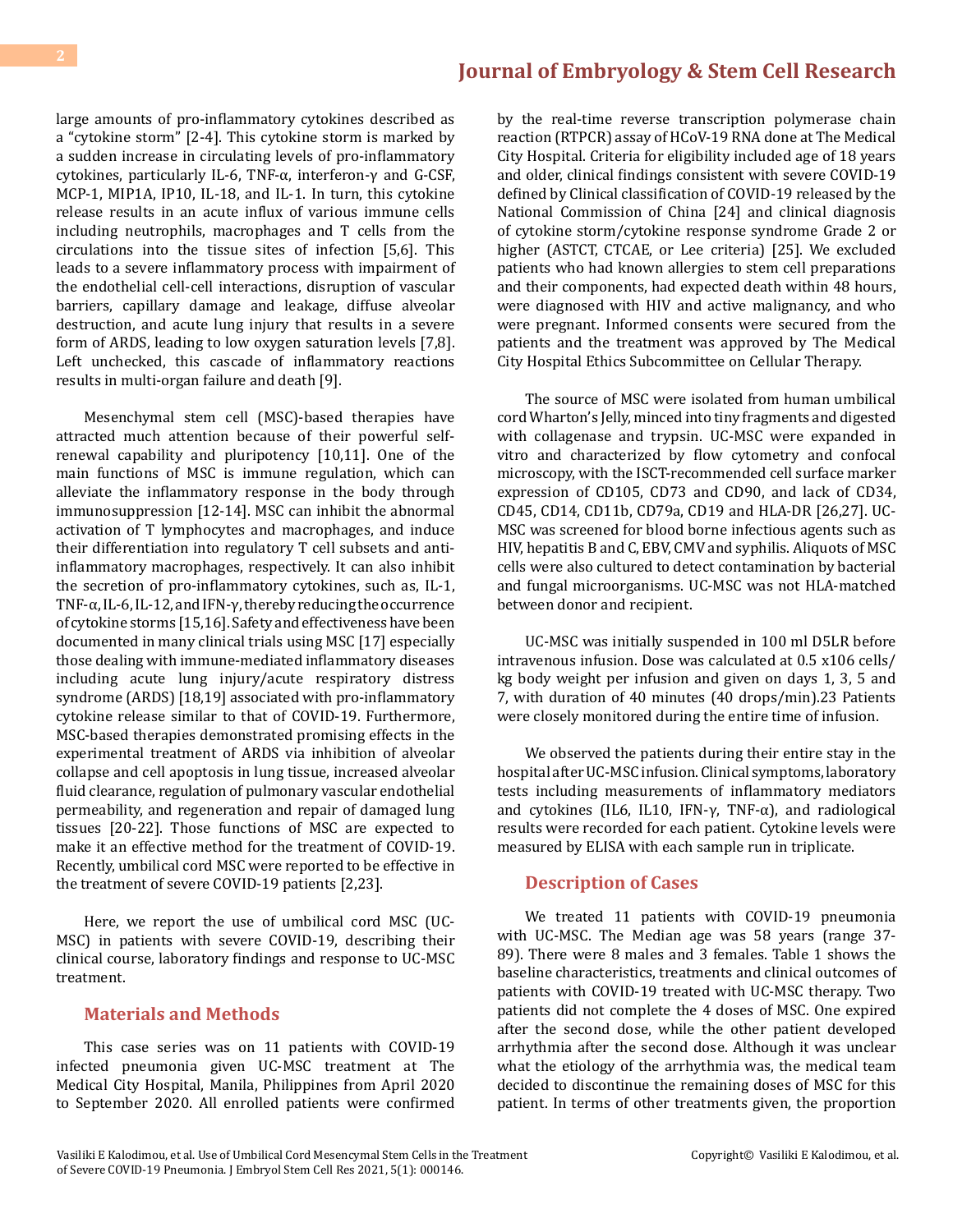large amounts of pro-inflammatory cytokines described as a "cytokine storm" [2-4]. This cytokine storm is marked by a sudden increase in circulating levels of pro-inflammatory cytokines, particularly IL-6, TNF-α, interferon-γ and G-CSF, MCP-1, MIP1A, IP10, IL-18, and IL-1. In turn, this cytokine release results in an acute influx of various immune cells including neutrophils, macrophages and T cells from the circulations into the tissue sites of infection [5,6]. This leads to a severe inflammatory process with impairment of the endothelial cell-cell interactions, disruption of vascular barriers, capillary damage and leakage, diffuse alveolar destruction, and acute lung injury that results in a severe form of ARDS, leading to low oxygen saturation levels [7,8]. Left unchecked, this cascade of inflammatory reactions results in multi-organ failure and death [9].

Mesenchymal stem cell (MSC)-based therapies have attracted much attention because of their powerful self-renewal capability and pluripotency [10,11]. One of the main functions of MSC is immune regulation, which can alleviate the inflammatory response in the body through immunosuppression [12-14]. MSC can inhibit the abnormal activation of T lymphocytes and macrophages, and induce their differentiation into regulatory T cell subsets and anti-inflammatory macrophages, respectively. It can also inhibit the secretion of pro-inflammatory cytokines, such as, IL-1, TNF-α, IL-6, IL-12, and IFN-γ, thereby reducing the occurrence of cytokine storms [15,16]. Safety and effectiveness have been documented in many clinical trials using MSC [17] especially those dealing with immune-mediated inflammatory diseases including acute lung injury/acute respiratory distress syndrome (ARDS) [18,19] associated with pro-inflammatory cytokine release similar to that of COVID-19. Furthermore, MSC-based therapies demonstrated promising effects in the experimental treatment of ARDS via inhibition of alveolar collapse and cell apoptosis in lung tissue, increased alveolar fluid clearance, regulation of pulmonary vascular endothelial permeability, and regeneration and repair of damaged lung tissues [20-22]. Those functions of MSC are expected to make it an effective method for the treatment of COVID-19. Recently, umbilical cord MSC were reported to be effective in the treatment of severe COVID-19 patients [2,23].

Here, we report the use of umbilical cord MSC (UC-MSC) in patients with severe COVID-19, describing their clinical course, laboratory findings and response to UC-MSC treatment.

## Materials and Methods

This case series was on 11 patients with COVID-19 infected pneumonia given UC-MSC treatment at The Medical City Hospital, Manila, Philippines from April 2020 to September 2020. All enrolled patients were confirmed by the real-time reverse transcription polymerase chain reaction (RTPCR) assay of HCoV-19 RNA done at The Medical City Hospital. Criteria for eligibility included age of 18 years and older, clinical findings consistent with severe COVID-19 defined by Clinical classification of COVID-19 released by the National Commission of China [24] and clinical diagnosis of cytokine storm/cytokine response syndrome Grade 2 or higher (ASTCT, CTCAE, or Lee criteria) [25]. We excluded patients who had known allergies to stem cell preparations and their components, had expected death within 48 hours, were diagnosed with HIV and active malignancy, and who were pregnant. Informed consents were secured from the patients and the treatment was approved by The Medical City Hospital Ethics Subcommittee on Cellular Therapy.

The source of MSC were isolated from human umbilical cord Wharton's Jelly, minced into tiny fragments and digested with collagenase and trypsin. UC-MSC were expanded in vitro and characterized by flow cytometry and confocal microscopy, with the ISCT-recommended cell surface marker expression of CD105, CD73 and CD90, and lack of CD34, CD45, CD14, CD11b, CD79a, CD19 and HLA-DR [26,27]. UC-MSC was screened for blood borne infectious agents such as HIV, hepatitis B and C, EBV, CMV and syphilis. Aliquots of MSC cells were also cultured to detect contamination by bacterial and fungal microorganisms. UC-MSC was not HLA-matched between donor and recipient.

UC-MSC was initially suspended in 100 ml D5LR before intravenous infusion. Dose was calculated at 0.5 x106 cells/kg body weight per infusion and given on days 1, 3, 5 and 7, with duration of 40 minutes (40 drops/min).23 Patients were closely monitored during the entire time of infusion.

We observed the patients during their entire stay in the hospital after UC-MSC infusion. Clinical symptoms, laboratory tests including measurements of inflammatory mediators and cytokines (IL6, IL10, IFN-γ, TNF-α), and radiological results were recorded for each patient. Cytokine levels were measured by ELISA with each sample run in triplicate.

## Description of Cases

We treated 11 patients with COVID-19 pneumonia with UC-MSC. The Median age was 58 years (range 37-89). There were 8 males and 3 females. Table 1 shows the baseline characteristics, treatments and clinical outcomes of patients with COVID-19 treated with UC-MSC therapy. Two patients did not complete the 4 doses of MSC. One expired after the second dose, while the other patient developed arrhythmia after the second dose. Although it was unclear what the etiology of the arrhythmia was, the medical team decided to discontinue the remaining doses of MSC for this patient. In terms of other treatments given, the proportion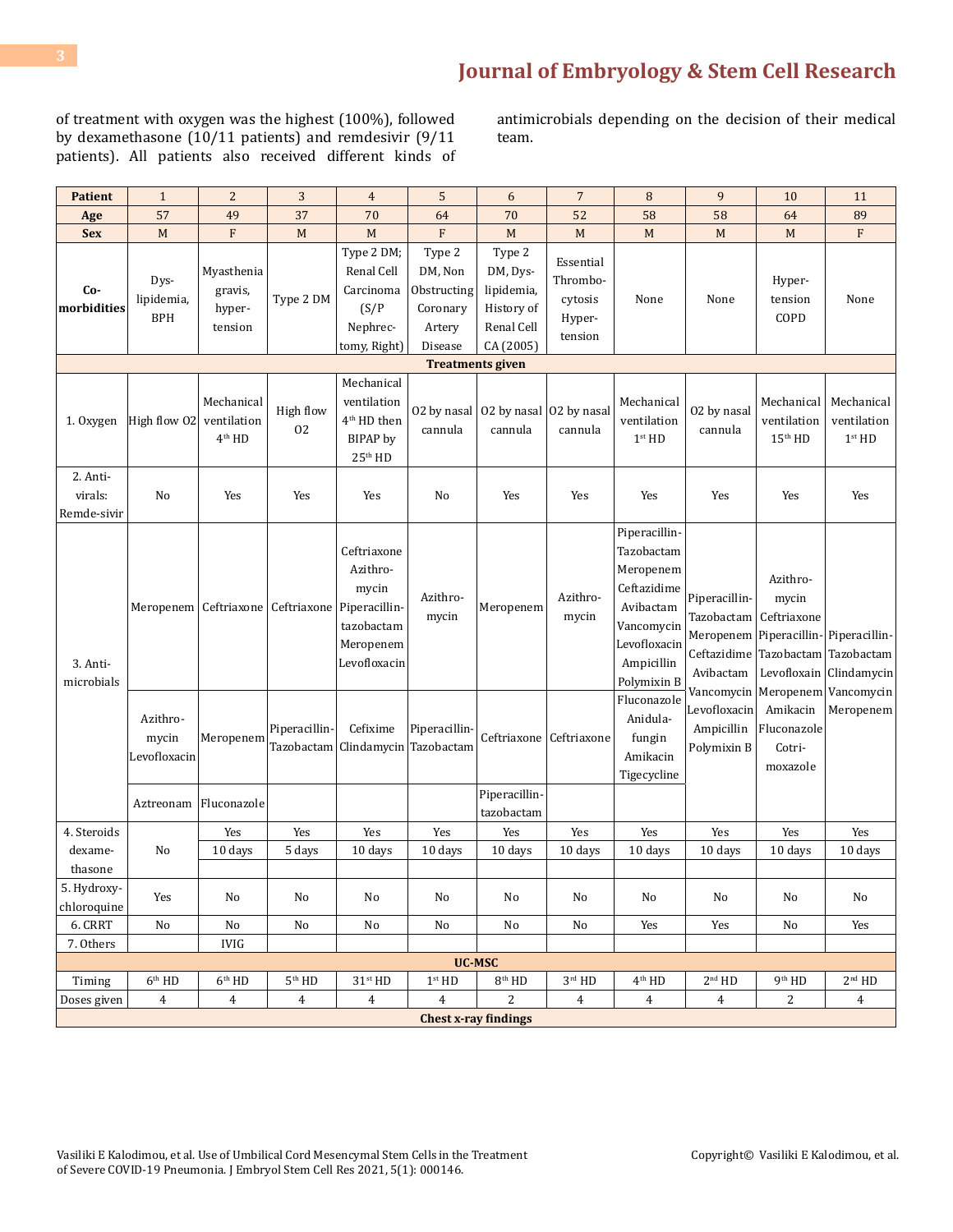of treatment with oxygen was the highest (100%), followed by dexamethasone (10/11 patients) and remdesivir (9/11 patients). All patients also received different kinds of antimicrobials depending on the decision of their medical team.

| Patient | 1 | 2 | 3 | 4 | 5 | 6 | 7 | 8 | 9 | 10 | 11 |
|---|---|---|---|---|---|---|---|---|---|---|---|
| Age | 57 | 49 | 37 | 70 | 64 | 70 | 52 | 58 | 58 | 64 | 89 |
| Sex | M | F | M | M | F | M | M | M | M | M | F |
| Co-morbidities | Dys-lipidemia, BPH | Myasthenia gravis, hyper-tension | Type 2 DM | Type 2 DM; Renal Cell Carcinoma (S/P Nephrec-tomy, Right) | Type 2 DM, Non Obstructing Coronary Artery Disease | Type 2 DM, Dys-lipidemia, History of Renal Cell CA (2005) | Essential Thrombo-cytosis Hyper-tension | None | None | Hyper-tension COPD | None |
| **Treatments given** | | | | | | | | | | | |
| 1. Oxygen | High flow O2 | Mechanical ventilation 4th HD | High flow O2 | Mechanical ventilation 4th HD then BIPAP by 25th HD | O2 by nasal cannula | O2 by nasal cannula | O2 by nasal cannula | Mechanical ventilation 1st HD | O2 by nasal cannula | Mechanical ventilation 15th HD | Mechanical ventilation 1st HD |
| 2. Anti-virals: Remde-sivir | No | Yes | Yes | Yes | No | Yes | Yes | Yes | Yes | Yes | Yes |
| 3. Anti-microbials | Meropenem | Ceftriaxone | Ceftriaxone | Ceftriaxone Azithro-mycin Piperacillin-tazobactam Meropenem Levofloxacin | Azithro-mycin | Meropenem | Azithro-mycin | Piperacillin-Tazobactam Meropenem Ceftazidime Avibactam Vancomycin Levofloxacin Ampicillin Polymixin B | Piperacillin-Tazobactam Meropenem Ceftazidime Avibactam Vancomycin Levofloxacin Ampicillin Polymixin B | Azithro-mycin Ceftriaxone Piperacillin-Tazobactam Levofloxain Meropenem Amikacin Fluconazole Cotri-moxazole | Piperacillin-Tazobactam Clindamycin Vancomycin Meropenem |
| | Azithro-mycin Levofloxacin | Meropenem | Piperacillin-Tazobactam | Cefixime Clindamycin | Piperacillin-Tazobactam | Ceftriaxone | Ceftriaxone | Fluconazole Anidula-fungin Amikacin Tigecycline | | | |
| | Aztreonam | Fluconazole | | | | Piperacillin-tazobactam | | | | | |
| 4. Steroids dexame-thasone | No | Yes 10 days | Yes 5 days | Yes 10 days | Yes 10 days | Yes 10 days | Yes 10 days | Yes 10 days | Yes 10 days | Yes 10 days | Yes 10 days |
| 5. Hydroxy-chloroquine | Yes | No | No | No | No | No | No | No | No | No | No |
| 6. CRRT | No | No | No | No | No | No | No | Yes | Yes | No | Yes |
| 7. Others | | IVIG | | | | | | | | | |
| **UC-MSC** | | | | | | | | | | | |
| Timing | 6th HD | 6th HD | 5th HD | 31st HD | 1st HD | 8th HD | 3rd HD | 4th HD | 2nd HD | 9th HD | 2nd HD |
| Doses given | 4 | 4 | 4 | 4 | 4 | 2 | 4 | 4 | 4 | 2 | 4 |
| **Chest x-ray findings** | | | | | | | | | | | |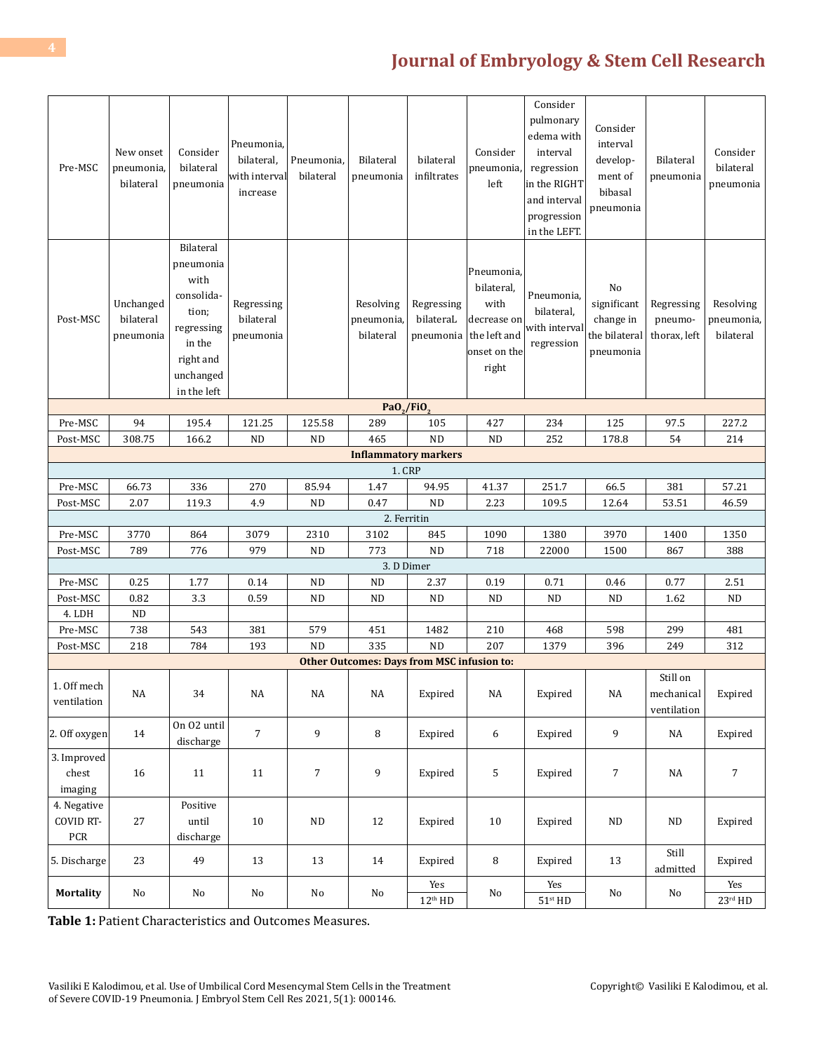| | | | | | | | | | | | |
|---|---|---|---|---|---|---|---|---|---|---|---|
| Pre-MSC | New onset pneumonia, bilateral | Consider bilateral pneumonia | Pneumonia, bilateral, with interval increase | Pneumonia, bilateral | Bilateral pneumonia | bilateral infiltrates | Consider pneumonia, left | Consider pulmonary edema with interval regression in the RIGHT and interval progression in the LEFT. | Consider interval develop-ment of bibasal pneumonia | Bilateral pneumonia | Consider bilateral pneumonia |
| Post-MSC | Unchanged bilateral pneumonia | Bilateral pneumonia with consolida-tion; regressing in the right and unchanged in the left | Regressing bilateral pneumonia | | Resolving pneumonia, bilateral | Regressing bilateraL pneumonia | Pneumonia, bilateral, with decrease on the left and onset on the right | Pneumonia, bilateral, with interval regression | No significant change in the bilateral pneumonia | Regressing pneumo-thorax, left | Resolving pneumonia, bilateral |
| **$PaO_2/FiO_2$** | | | | | | | | | | | |
| Pre-MSC | 94 | 195.4 | 121.25 | 125.58 | 289 | 105 | 427 | 234 | 125 | 97.5 | 227.2 |
| Post-MSC | 308.75 | 166.2 | ND | ND | 465 | ND | ND | 252 | 178.8 | 54 | 214 |
| **Inflammatory markers** | | | | | | | | | | | |
| 1. CRP | | | | | | | | | | | |
| Pre-MSC | 66.73 | 336 | 270 | 85.94 | 1.47 | 94.95 | 41.37 | 251.7 | 66.5 | 381 | 57.21 |
| Post-MSC | 2.07 | 119.3 | 4.9 | ND | 0.47 | ND | 2.23 | 109.5 | 12.64 | 53.51 | 46.59 |
| 2. Ferritin | | | | | | | | | | | |
| Pre-MSC | 3770 | 864 | 3079 | 2310 | 3102 | 845 | 1090 | 1380 | 3970 | 1400 | 1350 |
| Post-MSC | 789 | 776 | 979 | ND | 773 | ND | 718 | 22000 | 1500 | 867 | 388 |
| 3. D Dimer | | | | | | | | | | | |
| Pre-MSC | 0.25 | 1.77 | 0.14 | ND | ND | 2.37 | 0.19 | 0.71 | 0.46 | 0.77 | 2.51 |
| Post-MSC | 0.82 | 3.3 | 0.59 | ND | ND | ND | ND | ND | ND | 1.62 | ND |
| 4. LDH | ND | | | | | | | | | | |
| Pre-MSC | 738 | 543 | 381 | 579 | 451 | 1482 | 210 | 468 | 598 | 299 | 481 |
| Post-MSC | 218 | 784 | 193 | ND | 335 | ND | 207 | 1379 | 396 | 249 | 312 |
| **Other Outcomes: Days from MSC infusion to:** | | | | | | | | | | | |
| 1. Off mech ventilation | NA | 34 | NA | NA | NA | Expired | NA | Expired | NA | Still on mechanical ventilation | Expired |
| 2. Off oxygen | 14 | On O2 until discharge | 7 | 9 | 8 | Expired | 6 | Expired | 9 | NA | Expired |
| 3. Improved chest imaging | 16 | 11 | 11 | 7 | 9 | Expired | 5 | Expired | 7 | NA | 7 |
| 4. Negative COVID RT-PCR | 27 | Positive until discharge | 10 | ND | 12 | Expired | 10 | Expired | ND | ND | Expired |
| 5. Discharge | 23 | 49 | 13 | 13 | 14 | Expired | 8 | Expired | 13 | Still admitted | Expired |
| **Mortality** | No | No | No | No | No | Yes 12th HD | No | Yes 51st HD | No | No | Yes 23rd HD |

**Table 1:** Patient Characteristics and Outcomes Measures.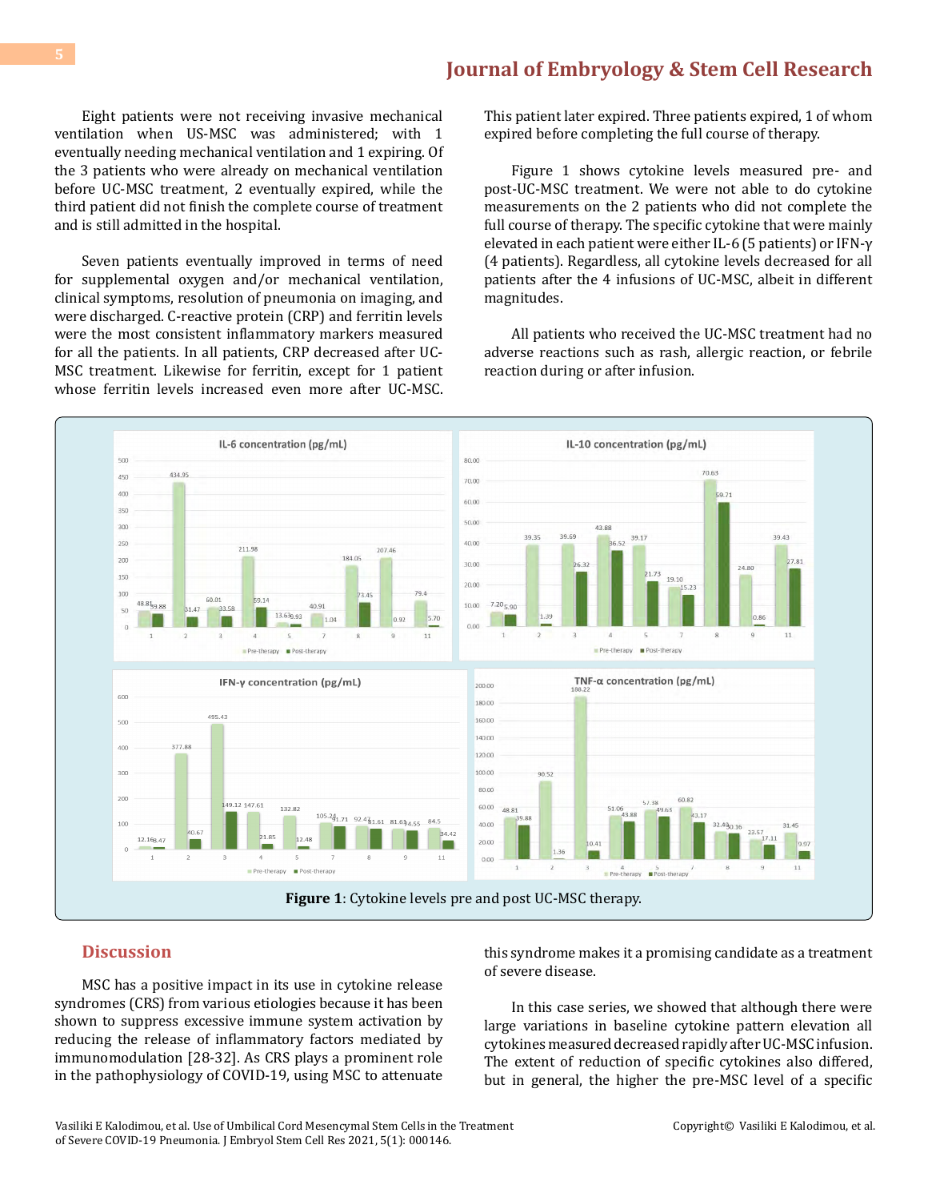Eight patients were not receiving invasive mechanical ventilation when US-MSC was administered; with 1 eventually needing mechanical ventilation and 1 expiring. Of the 3 patients who were already on mechanical ventilation before UC-MSC treatment, 2 eventually expired, while the third patient did not finish the complete course of treatment and is still admitted in the hospital.

Seven patients eventually improved in terms of need for supplemental oxygen and/or mechanical ventilation, clinical symptoms, resolution of pneumonia on imaging, and were discharged. C-reactive protein (CRP) and ferritin levels were the most consistent inflammatory markers measured for all the patients. In all patients, CRP decreased after UC-MSC treatment. Likewise for ferritin, except for 1 patient whose ferritin levels increased even more after UC-MSC. This patient later expired. Three patients expired, 1 of whom expired before completing the full course of therapy.

Figure 1 shows cytokine levels measured pre- and post-UC-MSC treatment. We were not able to do cytokine measurements on the 2 patients who did not complete the full course of therapy. The specific cytokine that were mainly elevated in each patient were either IL-6 (5 patients) or IFN-γ (4 patients). Regardless, all cytokine levels decreased for all patients after the 4 infusions of UC-MSC, albeit in different magnitudes.

All patients who received the UC-MSC treatment had no adverse reactions such as rash, allergic reaction, or febrile reaction during or after infusion.

**Figure 1**: Cytokine levels pre and post UC-MSC therapy.

## Discussion

MSC has a positive impact in its use in cytokine release syndromes (CRS) from various etiologies because it has been shown to suppress excessive immune system activation by reducing the release of inflammatory factors mediated by immunomodulation [28-32]. As CRS plays a prominent role in the pathophysiology of COVID-19, using MSC to attenuate this syndrome makes it a promising candidate as a treatment of severe disease.

In this case series, we showed that although there were large variations in baseline cytokine pattern elevation all cytokines measured decreased rapidly after UC-MSC infusion. The extent of reduction of specific cytokines also differed, but in general, the higher the pre-MSC level of a specific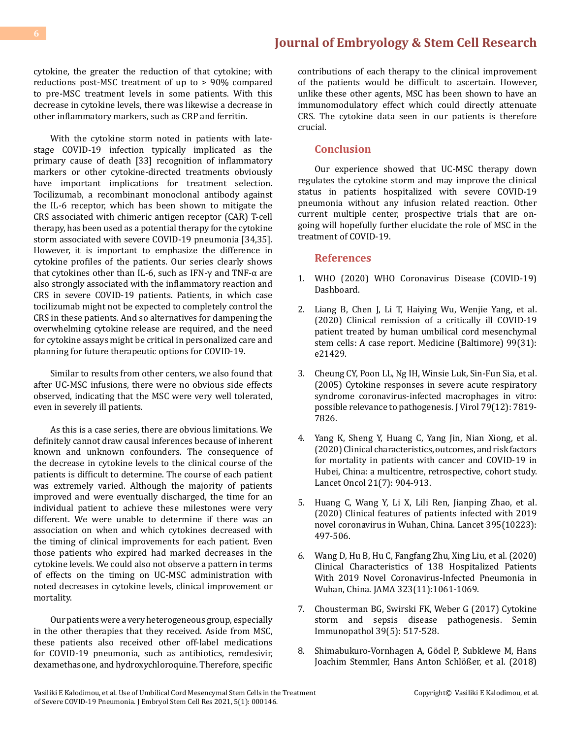cytokine, the greater the reduction of that cytokine; with reductions post-MSC treatment of up to > 90% compared to pre-MSC treatment levels in some patients. With this decrease in cytokine levels, there was likewise a decrease in other inflammatory markers, such as CRP and ferritin.

With the cytokine storm noted in patients with late-stage COVID-19 infection typically implicated as the primary cause of death [33] recognition of inflammatory markers or other cytokine-directed treatments obviously have important implications for treatment selection. Tocilizumab, a recombinant monoclonal antibody against the IL-6 receptor, which has been shown to mitigate the CRS associated with chimeric antigen receptor (CAR) T-cell therapy, has been used as a potential therapy for the cytokine storm associated with severe COVID-19 pneumonia [34,35]. However, it is important to emphasize the difference in cytokine profiles of the patients. Our series clearly shows that cytokines other than IL-6, such as IFN-γ and TNF-α are also strongly associated with the inflammatory reaction and CRS in severe COVID-19 patients. Patients, in which case tocilizumab might not be expected to completely control the CRS in these patients. And so alternatives for dampening the overwhelming cytokine release are required, and the need for cytokine assays might be critical in personalized care and planning for future therapeutic options for COVID-19.

Similar to results from other centers, we also found that after UC-MSC infusions, there were no obvious side effects observed, indicating that the MSC were very well tolerated, even in severely ill patients.

As this is a case series, there are obvious limitations. We definitely cannot draw causal inferences because of inherent known and unknown confounders. The consequence of the decrease in cytokine levels to the clinical course of the patients is difficult to determine. The course of each patient was extremely varied. Although the majority of patients improved and were eventually discharged, the time for an individual patient to achieve these milestones were very different. We were unable to determine if there was an association on when and which cytokines decreased with the timing of clinical improvements for each patient. Even those patients who expired had marked decreases in the cytokine levels. We could also not observe a pattern in terms of effects on the timing on UC-MSC administration with noted decreases in cytokine levels, clinical improvement or mortality.

Our patients were a very heterogeneous group, especially in the other therapies that they received. Aside from MSC, these patients also received other off-label medications for COVID-19 pneumonia, such as antibiotics, remdesivir, dexamethasone, and hydroxychloroquine. Therefore, specific contributions of each therapy to the clinical improvement of the patients would be difficult to ascertain. However, unlike these other agents, MSC has been shown to have an immunomodulatory effect which could directly attenuate CRS. The cytokine data seen in our patients is therefore crucial.

## Conclusion

Our experience showed that UC-MSC therapy down regulates the cytokine storm and may improve the clinical status in patients hospitalized with severe COVID-19 pneumonia without any infusion related reaction. Other current multiple center, prospective trials that are on-going will hopefully further elucidate the role of MSC in the treatment of COVID-19.

## References

1. WHO (2020) WHO Coronavirus Disease (COVID-19) Dashboard.
2. Liang B, Chen J, Li T, Haiying Wu, Wenjie Yang, et al. (2020) Clinical remission of a critically ill COVID-19 patient treated by human umbilical cord mesenchymal stem cells: A case report. Medicine (Baltimore) 99(31): e21429.
3. Cheung CY, Poon LL, Ng IH, Winsie Luk, Sin-Fun Sia, et al. (2005) Cytokine responses in severe acute respiratory syndrome coronavirus-infected macrophages in vitro: possible relevance to pathogenesis. J Virol 79(12): 7819-7826.
4. Yang K, Sheng Y, Huang C, Yang Jin, Nian Xiong, et al. (2020) Clinical characteristics, outcomes, and risk factors for mortality in patients with cancer and COVID-19 in Hubei, China: a multicentre, retrospective, cohort study. Lancet Oncol 21(7): 904-913.
5. Huang C, Wang Y, Li X, Lili Ren, Jianping Zhao, et al. (2020) Clinical features of patients infected with 2019 novel coronavirus in Wuhan, China. Lancet 395(10223): 497-506.
6. Wang D, Hu B, Hu C, Fangfang Zhu, Xing Liu, et al. (2020) Clinical Characteristics of 138 Hospitalized Patients With 2019 Novel Coronavirus-Infected Pneumonia in Wuhan, China. JAMA 323(11):1061-1069.
7. Chousterman BG, Swirski FK, Weber G (2017) Cytokine storm and sepsis disease pathogenesis. Semin Immunopathol 39(5): 517-528.
8. Shimabukuro-Vornhagen A, Gödel P, Subklewe M, Hans Joachim Stemmler, Hans Anton Schlößer, et al. (2018)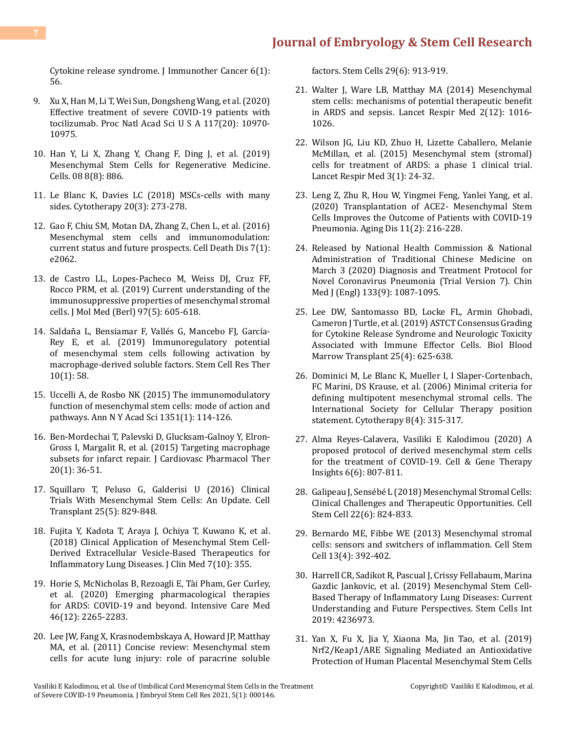Cytokine release syndrome. J Immunother Cancer 6(1): 56.

9. Xu X, Han M, Li T, Wei Sun, Dongsheng Wang, et al. (2020) Effective treatment of severe COVID-19 patients with tocilizumab. Proc Natl Acad Sci U S A 117(20): 10970-10975.

10. Han Y, Li X, Zhang Y, Chang F, Ding J, et al. (2019) Mesenchymal Stem Cells for Regenerative Medicine. Cells. 08 8(8): 886.

11. Le Blanc K, Davies LC (2018) MSCs-cells with many sides. Cytotherapy 20(3): 273-278.

12. Gao F, Chiu SM, Motan DA, Zhang Z, Chen L, et al. (2016) Mesenchymal stem cells and immunomodulation: current status and future prospects. Cell Death Dis 7(1): e2062.

13. de Castro LL, Lopes-Pacheco M, Weiss DJ, Cruz FF, Rocco PRM, et al. (2019) Current understanding of the immunosuppressive properties of mesenchymal stromal cells. J Mol Med (Berl) 97(5): 605-618.

14. Saldaña L, Bensiamar F, Vallés G, Mancebo FJ, García-Rey E, et al. (2019) Immunoregulatory potential of mesenchymal stem cells following activation by macrophage-derived soluble factors. Stem Cell Res Ther 10(1): 58.

15. Uccelli A, de Rosbo NK (2015) The immunomodulatory function of mesenchymal stem cells: mode of action and pathways. Ann N Y Acad Sci 1351(1): 114-126.

16. Ben-Mordechai T, Palevski D, Glucksam-Galnoy Y, Elron-Gross I, Margalit R, et al. (2015) Targeting macrophage subsets for infarct repair. J Cardiovasc Pharmacol Ther 20(1): 36-51.

17. Squillaro T, Peluso G, Galderisi U (2016) Clinical Trials With Mesenchymal Stem Cells: An Update. Cell Transplant 25(5): 829-848.

18. Fujita Y, Kadota T, Araya J, Ochiya T, Kuwano K, et al. (2018) Clinical Application of Mesenchymal Stem Cell-Derived Extracellular Vesicle-Based Therapeutics for Inflammatory Lung Diseases. J Clin Med 7(10): 355.

19. Horie S, McNicholas B, Rezoagli E, Tài Pham, Ger Curley, et al. (2020) Emerging pharmacological therapies for ARDS: COVID-19 and beyond. Intensive Care Med 46(12): 2265-2283.

20. Lee JW, Fang X, Krasnodembskaya A, Howard JP, Matthay MA, et al. (2011) Concise review: Mesenchymal stem cells for acute lung injury: role of paracrine soluble factors. Stem Cells 29(6): 913-919.

21. Walter J, Ware LB, Matthay MA (2014) Mesenchymal stem cells: mechanisms of potential therapeutic benefit in ARDS and sepsis. Lancet Respir Med 2(12): 1016-1026.

22. Wilson JG, Liu KD, Zhuo H, Lizette Caballero, Melanie McMillan, et al. (2015) Mesenchymal stem (stromal) cells for treatment of ARDS: a phase 1 clinical trial. Lancet Respir Med 3(1): 24-32.

23. Leng Z, Zhu R, Hou W, Yingmei Feng, Yanlei Yang, et al. (2020) Transplantation of ACE2- Mesenchymal Stem Cells Improves the Outcome of Patients with COVID-19 Pneumonia. Aging Dis 11(2): 216-228.

24. Released by National Health Commission & National Administration of Traditional Chinese Medicine on March 3 (2020) Diagnosis and Treatment Protocol for Novel Coronavirus Pneumonia (Trial Version 7). Chin Med J (Engl) 133(9): 1087-1095.

25. Lee DW, Santomasso BD, Locke FL, Armin Ghobadi, Cameron J Turtle, et al. (2019) ASTCT Consensus Grading for Cytokine Release Syndrome and Neurologic Toxicity Associated with Immune Effector Cells. Biol Blood Marrow Transplant 25(4): 625-638.

26. Dominici M, Le Blanc K, Mueller I, I Slaper-Cortenbach, FC Marini, DS Krause, et al. (2006) Minimal criteria for defining multipotent mesenchymal stromal cells. The International Society for Cellular Therapy position statement. Cytotherapy 8(4): 315-317.

27. Alma Reyes-Calavera, Vasiliki E Kalodimou (2020) A proposed protocol of derived mesenchymal stem cells for the treatment of COVID-19. Cell & Gene Therapy Insights 6(6): 807-811.

28. Galipeau J, Sensébé L (2018) Mesenchymal Stromal Cells: Clinical Challenges and Therapeutic Opportunities. Cell Stem Cell 22(6): 824-833.

29. Bernardo ME, Fibbe WE (2013) Mesenchymal stromal cells: sensors and switchers of inflammation. Cell Stem Cell 13(4): 392-402.

30. Harrell CR, Sadikot R, Pascual J, Crissy Fellabaum, Marina Gazdic Jankovic, et al. (2019) Mesenchymal Stem Cell-Based Therapy of Inflammatory Lung Diseases: Current Understanding and Future Perspectives. Stem Cells Int 2019: 4236973.

31. Yan X, Fu X, Jia Y, Xiaona Ma, Jin Tao, et al. (2019) Nrf2/Keap1/ARE Signaling Mediated an Antioxidative Protection of Human Placental Mesenchymal Stem Cells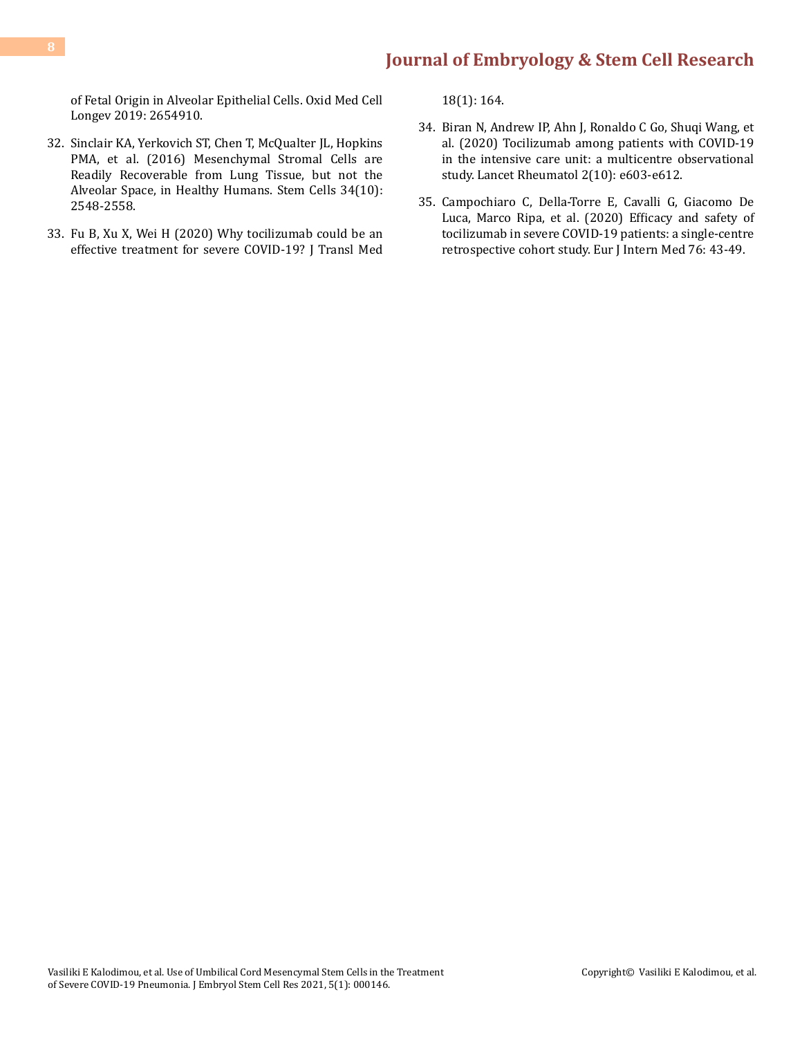of Fetal Origin in Alveolar Epithelial Cells. Oxid Med Cell Longev 2019: 2654910.

32. Sinclair KA, Yerkovich ST, Chen T, McQualter JL, Hopkins PMA, et al. (2016) Mesenchymal Stromal Cells are Readily Recoverable from Lung Tissue, but not the Alveolar Space, in Healthy Humans. Stem Cells 34(10): 2548-2558.

33. Fu B, Xu X, Wei H (2020) Why tocilizumab could be an effective treatment for severe COVID-19? J Transl Med 18(1): 164.

34. Biran N, Andrew IP, Ahn J, Ronaldo C Go, Shuqi Wang, et al. (2020) Tocilizumab among patients with COVID-19 in the intensive care unit: a multicentre observational study. Lancet Rheumatol 2(10): e603-e612.

35. Campochiaro C, Della-Torre E, Cavalli G, Giacomo De Luca, Marco Ripa, et al. (2020) Efficacy and safety of tocilizumab in severe COVID-19 patients: a single-centre retrospective cohort study. Eur J Intern Med 76: 43-49.